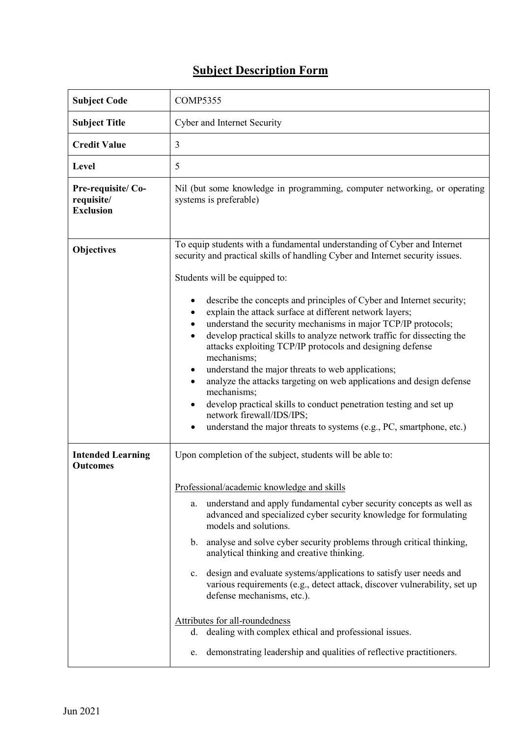# Subject Description Form

| **Subject Code** | COMP5355 |
|---|---|
| **Subject Title** | Cyber and Internet Security |
| **Credit Value** | 3 |
| **Level** | 5 |
| **Pre-requisite/ Co-requisite/ Exclusion** | Nil (but some knowledge in programming, computer networking, or operating systems is preferable) |
| **Objectives** | To equip students with a fundamental understanding of Cyber and Internet security and practical skills of handling Cyber and Internet security issues.<br><br>Students will be equipped to:<br><br>• describe the concepts and principles of Cyber and Internet security;<br>• explain the attack surface at different network layers;<br>• understand the security mechanisms in major TCP/IP protocols;<br>• develop practical skills to analyze network traffic for dissecting the attacks exploiting TCP/IP protocols and designing defense mechanisms;<br>• understand the major threats to web applications;<br>• analyze the attacks targeting on web applications and design defense mechanisms;<br>• develop practical skills to conduct penetration testing and set up network firewall/IDS/IPS;<br>• understand the major threats to systems (e.g., PC, smartphone, etc.) |
| **Intended Learning Outcomes** | Upon completion of the subject, students will be able to:<br><br><u>Professional/academic knowledge and skills</u><br><br>a. understand and apply fundamental cyber security concepts as well as advanced and specialized cyber security knowledge for formulating models and solutions.<br><br>b. analyse and solve cyber security problems through critical thinking, analytical thinking and creative thinking.<br><br>c. design and evaluate systems/applications to satisfy user needs and various requirements (e.g., detect attack, discover vulnerability, set up defense mechanisms, etc.).<br><br><u>Attributes for all-roundedness</u><br>d. dealing with complex ethical and professional issues.<br><br>e. demonstrating leadership and qualities of reflective practitioners. |

Jun 2021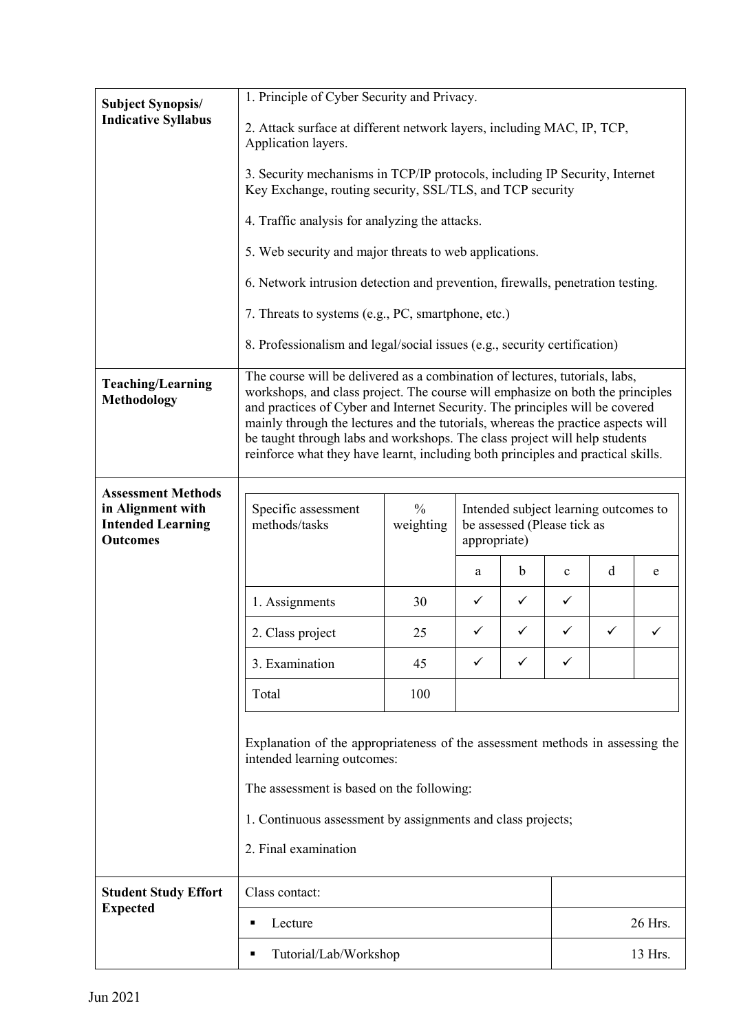| | |
|---|---|
| **Subject Synopsis/ Indicative Syllabus** | 1. Principle of Cyber Security and Privacy.<br><br>2. Attack surface at different network layers, including MAC, IP, TCP, Application layers.<br><br>3. Security mechanisms in TCP/IP protocols, including IP Security, Internet Key Exchange, routing security, SSL/TLS, and TCP security<br><br>4. Traffic analysis for analyzing the attacks.<br><br>5. Web security and major threats to web applications.<br><br>6. Network intrusion detection and prevention, firewalls, penetration testing.<br><br>7. Threats to systems (e.g., PC, smartphone, etc.)<br><br>8. Professionalism and legal/social issues (e.g., security certification) |
| **Teaching/Learning Methodology** | The course will be delivered as a combination of lectures, tutorials, labs, workshops, and class project. The course will emphasize on both the principles and practices of Cyber and Internet Security. The principles will be covered mainly through the lectures and the tutorials, whereas the practice aspects will be taught through labs and workshops. The class project will help students reinforce what they have learnt, including both principles and practical skills. |

**Assessment Methods in Alignment with Intended Learning Outcomes**

| Specific assessment methods/tasks | % weighting | Intended subject learning outcomes to be assessed (Please tick as appropriate) | | | | |
|---|---|---|---|---|---|---|
| | | a | b | c | d | e |
| 1. Assignments | 30 | ✓ | ✓ | ✓ | | |
| 2. Class project | 25 | ✓ | ✓ | ✓ | ✓ | ✓ |
| 3. Examination | 45 | ✓ | ✓ | ✓ | | |
| Total | 100 | | | | | |

Explanation of the appropriateness of the assessment methods in assessing the intended learning outcomes:

The assessment is based on the following:

1. Continuous assessment by assignments and class projects;

2. Final examination

**Student Study Effort Expected**

| Class contact: | |
|---|---|
| ▪ Lecture | 26 Hrs. |
| ▪ Tutorial/Lab/Workshop | 13 Hrs. |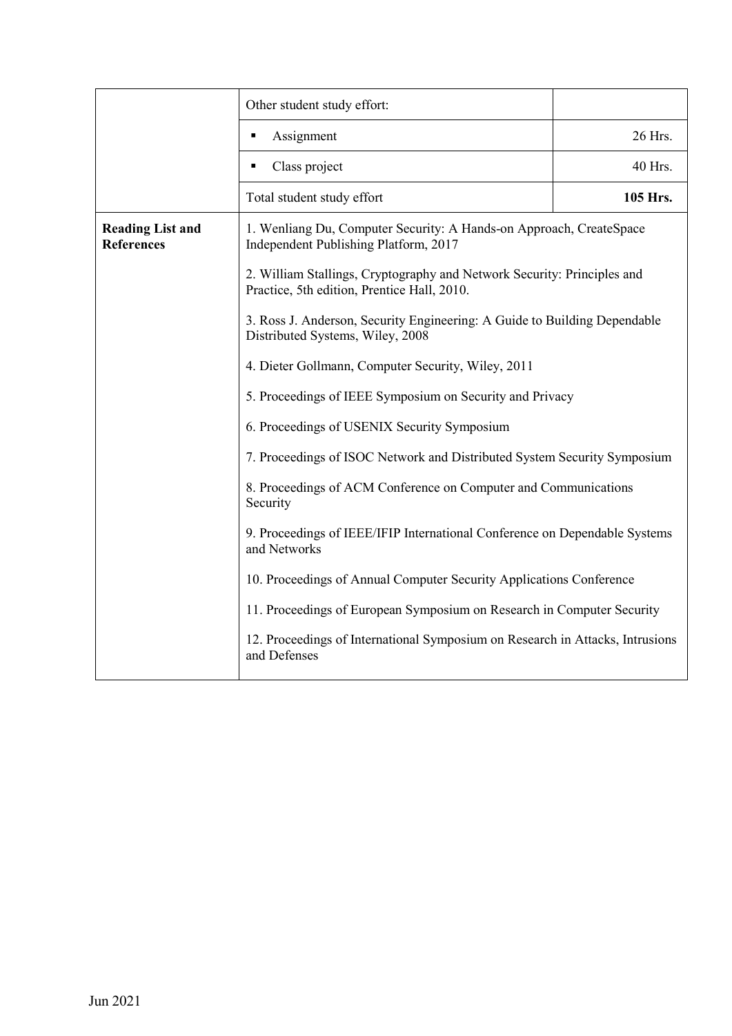| | | |
|---|---|---|
| | Other student study effort: | |
| | ▪ Assignment | 26 Hrs. |
| | ▪ Class project | 40 Hrs. |
| | Total student study effort | **105 Hrs.** |
| **Reading List and References** | 1. Wenliang Du, Computer Security: A Hands-on Approach, CreateSpace Independent Publishing Platform, 2017<br><br>2. William Stallings, Cryptography and Network Security: Principles and Practice, 5th edition, Prentice Hall, 2010.<br><br>3. Ross J. Anderson, Security Engineering: A Guide to Building Dependable Distributed Systems, Wiley, 2008<br><br>4. Dieter Gollmann, Computer Security, Wiley, 2011<br><br>5. Proceedings of IEEE Symposium on Security and Privacy<br><br>6. Proceedings of USENIX Security Symposium<br><br>7. Proceedings of ISOC Network and Distributed System Security Symposium<br><br>8. Proceedings of ACM Conference on Computer and Communications Security<br><br>9. Proceedings of IEEE/IFIP International Conference on Dependable Systems and Networks<br><br>10. Proceedings of Annual Computer Security Applications Conference<br><br>11. Proceedings of European Symposium on Research in Computer Security<br><br>12. Proceedings of International Symposium on Research in Attacks, Intrusions and Defenses | |

Jun 2021